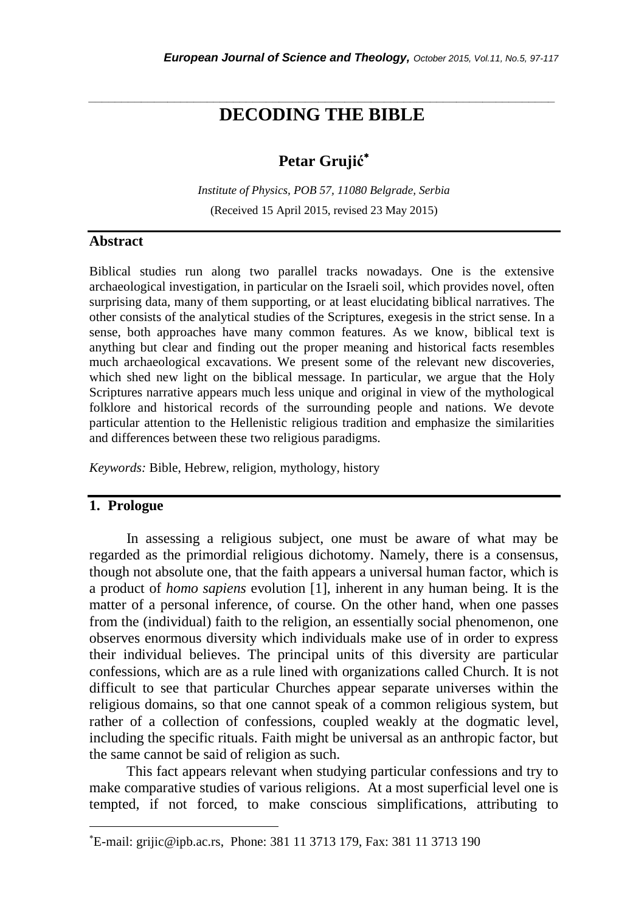# DECODING THE BIBLE

**Petar Grujić**[*]

*Institute of Physics, POB 57, 11080 Belgrade, Serbia*

(Received 15 April 2015, revised 23 May 2015)

## Abstract

Biblical studies run along two parallel tracks nowadays. One is the extensive archaeological investigation, in particular on the Israeli soil, which provides novel, often surprising data, many of them supporting, or at least elucidating biblical narratives. The other consists of the analytical studies of the Scriptures, exegesis in the strict sense. In a sense, both approaches have many common features. As we know, biblical text is anything but clear and finding out the proper meaning and historical facts resembles much archaeological excavations. We present some of the relevant new discoveries, which shed new light on the biblical message. In particular, we argue that the Holy Scriptures narrative appears much less unique and original in view of the mythological folklore and historical records of the surrounding people and nations. We devote particular attention to the Hellenistic religious tradition and emphasize the similarities and differences between these two religious paradigms.

*Keywords:* Bible, Hebrew, religion, mythology, history

## 1. Prologue

In assessing a religious subject, one must be aware of what may be regarded as the primordial religious dichotomy. Namely, there is a consensus, though not absolute one, that the faith appears a universal human factor, which is a product of *homo sapiens* evolution [1], inherent in any human being. It is the matter of a personal inference, of course. On the other hand, when one passes from the (individual) faith to the religion, an essentially social phenomenon, one observes enormous diversity which individuals make use of in order to express their individual believes. The principal units of this diversity are particular confessions, which are as a rule lined with organizations called Church. It is not difficult to see that particular Churches appear separate universes within the religious domains, so that one cannot speak of a common religious system, but rather of a collection of confessions, coupled weakly at the dogmatic level, including the specific rituals. Faith might be universal as an anthropic factor, but the same cannot be said of religion as such.

This fact appears relevant when studying particular confessions and try to make comparative studies of various religions. At a most superficial level one is tempted, if not forced, to make conscious simplifications, attributing to

---

[*] E-mail: grijic@ipb.ac.rs, Phone: 381 11 3713 179, Fax: 381 11 3713 190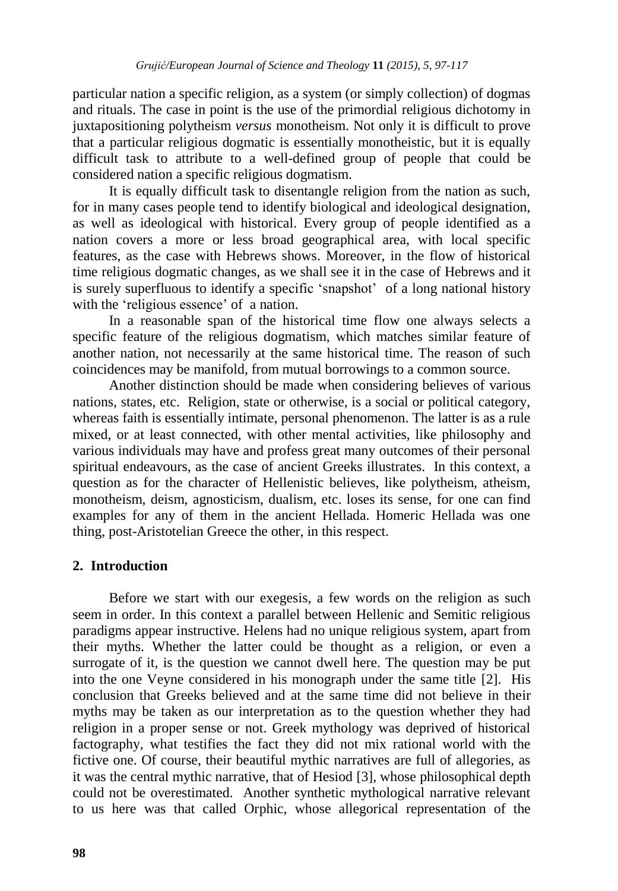particular nation a specific religion, as a system (or simply collection) of dogmas and rituals. The case in point is the use of the primordial religious dichotomy in juxtapositioning polytheism *versus* monotheism. Not only it is difficult to prove that a particular religious dogmatic is essentially monotheistic, but it is equally difficult task to attribute to a well-defined group of people that could be considered nation a specific religious dogmatism.

It is equally difficult task to disentangle religion from the nation as such, for in many cases people tend to identify biological and ideological designation, as well as ideological with historical. Every group of people identified as a nation covers a more or less broad geographical area, with local specific features, as the case with Hebrews shows. Moreover, in the flow of historical time religious dogmatic changes, as we shall see it in the case of Hebrews and it is surely superfluous to identify a specific 'snapshot' of a long national history with the 'religious essence' of a nation.

In a reasonable span of the historical time flow one always selects a specific feature of the religious dogmatism, which matches similar feature of another nation, not necessarily at the same historical time. The reason of such coincidences may be manifold, from mutual borrowings to a common source.

Another distinction should be made when considering believes of various nations, states, etc. Religion, state or otherwise, is a social or political category, whereas faith is essentially intimate, personal phenomenon. The latter is as a rule mixed, or at least connected, with other mental activities, like philosophy and various individuals may have and profess great many outcomes of their personal spiritual endeavours, as the case of ancient Greeks illustrates. In this context, a question as for the character of Hellenistic believes, like polytheism, atheism, monotheism, deism, agnosticism, dualism, etc. loses its sense, for one can find examples for any of them in the ancient Hellada. Homeric Hellada was one thing, post-Aristotelian Greece the other, in this respect.

## 2. Introduction

Before we start with our exegesis, a few words on the religion as such seem in order. In this context a parallel between Hellenic and Semitic religious paradigms appear instructive. Helens had no unique religious system, apart from their myths. Whether the latter could be thought as a religion, or even a surrogate of it, is the question we cannot dwell here. The question may be put into the one Veyne considered in his monograph under the same title [2]. His conclusion that Greeks believed and at the same time did not believe in their myths may be taken as our interpretation as to the question whether they had religion in a proper sense or not. Greek mythology was deprived of historical factography, what testifies the fact they did not mix rational world with the fictive one. Of course, their beautiful mythic narratives are full of allegories, as it was the central mythic narrative, that of Hesiod [3], whose philosophical depth could not be overestimated. Another synthetic mythological narrative relevant to us here was that called Orphic, whose allegorical representation of the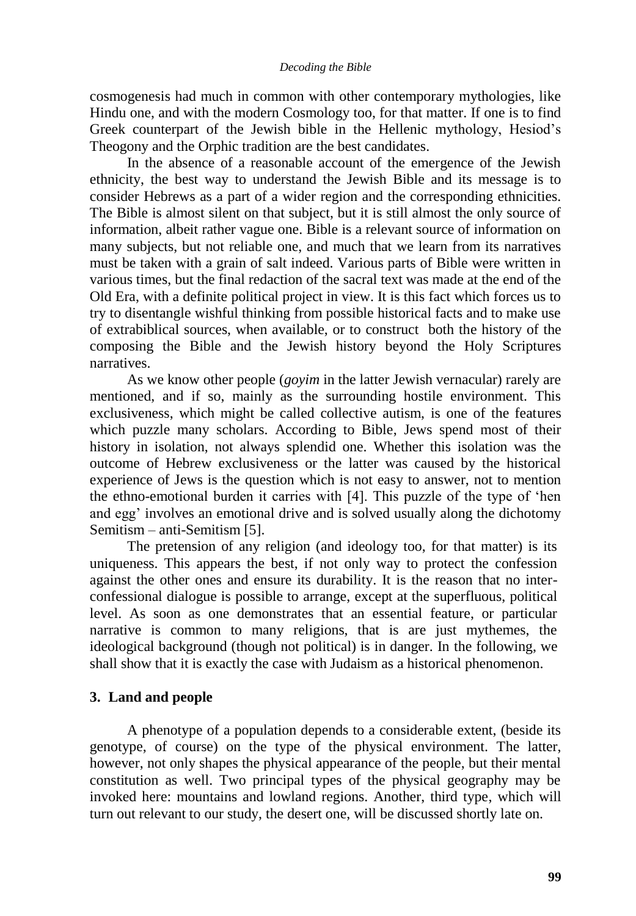cosmogenesis had much in common with other contemporary mythologies, like Hindu one, and with the modern Cosmology too, for that matter. If one is to find Greek counterpart of the Jewish bible in the Hellenic mythology, Hesiod's Theogony and the Orphic tradition are the best candidates.

In the absence of a reasonable account of the emergence of the Jewish ethnicity, the best way to understand the Jewish Bible and its message is to consider Hebrews as a part of a wider region and the corresponding ethnicities. The Bible is almost silent on that subject, but it is still almost the only source of information, albeit rather vague one. Bible is a relevant source of information on many subjects, but not reliable one, and much that we learn from its narratives must be taken with a grain of salt indeed. Various parts of Bible were written in various times, but the final redaction of the sacral text was made at the end of the Old Era, with a definite political project in view. It is this fact which forces us to try to disentangle wishful thinking from possible historical facts and to make use of extrabiblical sources, when available, or to construct both the history of the composing the Bible and the Jewish history beyond the Holy Scriptures narratives.

As we know other people (*goyim* in the latter Jewish vernacular) rarely are mentioned, and if so, mainly as the surrounding hostile environment. This exclusiveness, which might be called collective autism, is one of the features which puzzle many scholars. According to Bible, Jews spend most of their history in isolation, not always splendid one. Whether this isolation was the outcome of Hebrew exclusiveness or the latter was caused by the historical experience of Jews is the question which is not easy to answer, not to mention the ethno-emotional burden it carries with [4]. This puzzle of the type of 'hen and egg' involves an emotional drive and is solved usually along the dichotomy Semitism – anti-Semitism [5].

The pretension of any religion (and ideology too, for that matter) is its uniqueness. This appears the best, if not only way to protect the confession against the other ones and ensure its durability. It is the reason that no inter-confessional dialogue is possible to arrange, except at the superfluous, political level. As soon as one demonstrates that an essential feature, or particular narrative is common to many religions, that is are just mythemes, the ideological background (though not political) is in danger. In the following, we shall show that it is exactly the case with Judaism as a historical phenomenon.

## 3. Land and people

A phenotype of a population depends to a considerable extent, (beside its genotype, of course) on the type of the physical environment. The latter, however, not only shapes the physical appearance of the people, but their mental constitution as well. Two principal types of the physical geography may be invoked here: mountains and lowland regions. Another, third type, which will turn out relevant to our study, the desert one, will be discussed shortly late on.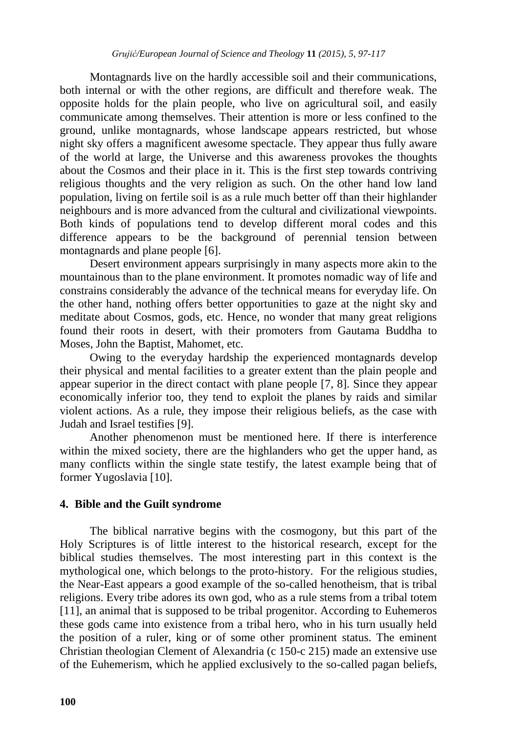Montagnards live on the hardly accessible soil and their communications, both internal or with the other regions, are difficult and therefore weak. The opposite holds for the plain people, who live on agricultural soil, and easily communicate among themselves. Their attention is more or less confined to the ground, unlike montagnards, whose landscape appears restricted, but whose night sky offers a magnificent awesome spectacle. They appear thus fully aware of the world at large, the Universe and this awareness provokes the thoughts about the Cosmos and their place in it. This is the first step towards contriving religious thoughts and the very religion as such. On the other hand low land population, living on fertile soil is as a rule much better off than their highlander neighbours and is more advanced from the cultural and civilizational viewpoints. Both kinds of populations tend to develop different moral codes and this difference appears to be the background of perennial tension between montagnards and plane people [6].

Desert environment appears surprisingly in many aspects more akin to the mountainous than to the plane environment. It promotes nomadic way of life and constrains considerably the advance of the technical means for everyday life. On the other hand, nothing offers better opportunities to gaze at the night sky and meditate about Cosmos, gods, etc. Hence, no wonder that many great religions found their roots in desert, with their promoters from Gautama Buddha to Moses, John the Baptist, Mahomet, etc.

Owing to the everyday hardship the experienced montagnards develop their physical and mental facilities to a greater extent than the plain people and appear superior in the direct contact with plane people [7, 8]. Since they appear economically inferior too, they tend to exploit the planes by raids and similar violent actions. As a rule, they impose their religious beliefs, as the case with Judah and Israel testifies [9].

Another phenomenon must be mentioned here. If there is interference within the mixed society, there are the highlanders who get the upper hand, as many conflicts within the single state testify, the latest example being that of former Yugoslavia [10].

## 4. Bible and the Guilt syndrome

The biblical narrative begins with the cosmogony, but this part of the Holy Scriptures is of little interest to the historical research, except for the biblical studies themselves. The most interesting part in this context is the mythological one, which belongs to the proto-history. For the religious studies, the Near-East appears a good example of the so-called henotheism, that is tribal religions. Every tribe adores its own god, who as a rule stems from a tribal totem [11], an animal that is supposed to be tribal progenitor. According to Euhemeros these gods came into existence from a tribal hero, who in his turn usually held the position of a ruler, king or of some other prominent status. The eminent Christian theologian Clement of Alexandria (c 150-c 215) made an extensive use of the Euhemerism, which he applied exclusively to the so-called pagan beliefs,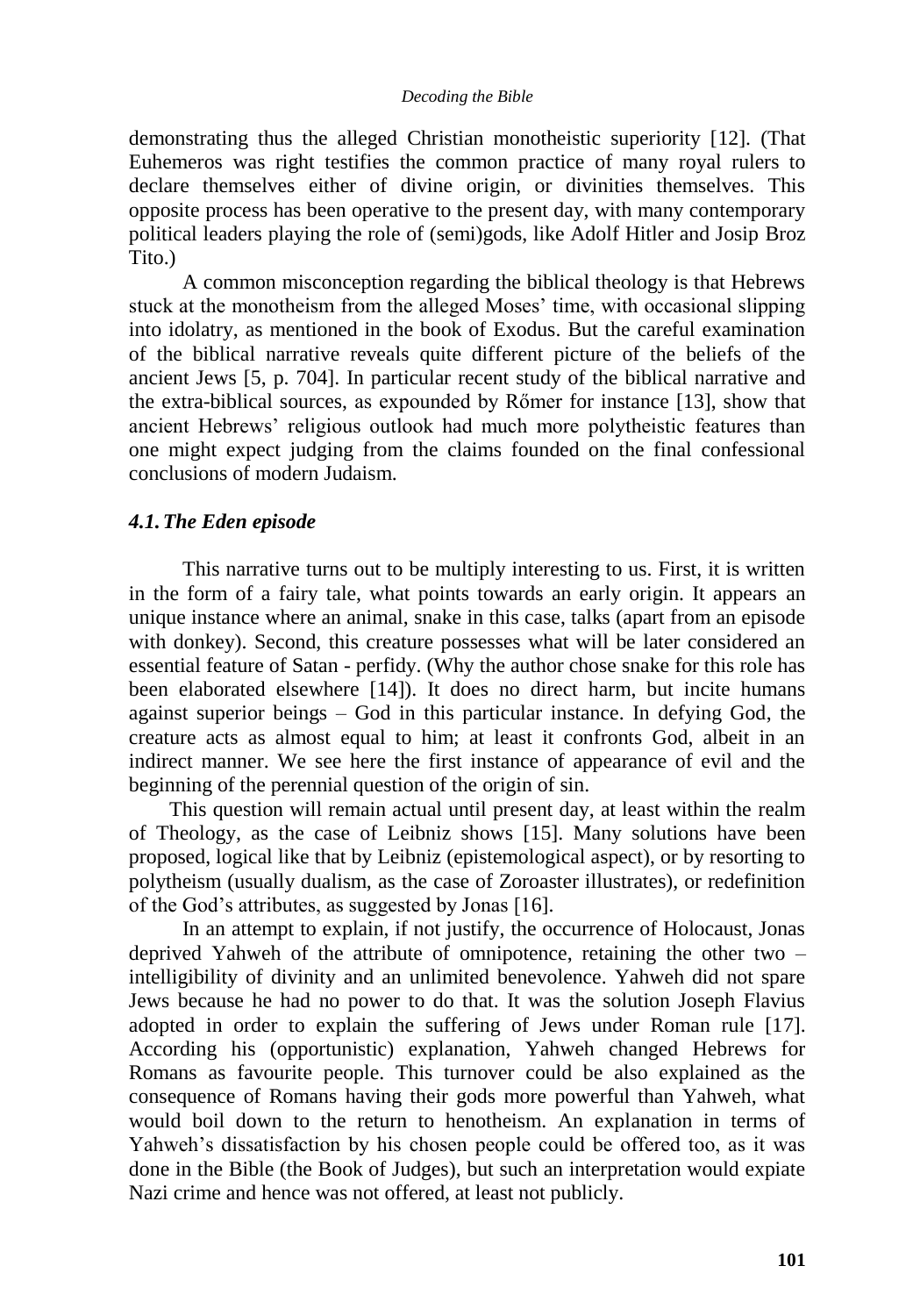demonstrating thus the alleged Christian monotheistic superiority [12]. (That Euhemeros was right testifies the common practice of many royal rulers to declare themselves either of divine origin, or divinities themselves. This opposite process has been operative to the present day, with many contemporary political leaders playing the role of (semi)gods, like Adolf Hitler and Josip Broz Tito.)

A common misconception regarding the biblical theology is that Hebrews stuck at the monotheism from the alleged Moses' time, with occasional slipping into idolatry, as mentioned in the book of Exodus. But the careful examination of the biblical narrative reveals quite different picture of the beliefs of the ancient Jews [5, p. 704]. In particular recent study of the biblical narrative and the extra-biblical sources, as expounded by Rőmer for instance [13], show that ancient Hebrews' religious outlook had much more polytheistic features than one might expect judging from the claims founded on the final confessional conclusions of modern Judaism.

### *4.1. The Eden episode*

This narrative turns out to be multiply interesting to us. First, it is written in the form of a fairy tale, what points towards an early origin. It appears an unique instance where an animal, snake in this case, talks (apart from an episode with donkey). Second, this creature possesses what will be later considered an essential feature of Satan - perfidy. (Why the author chose snake for this role has been elaborated elsewhere [14]). It does no direct harm, but incite humans against superior beings – God in this particular instance. In defying God, the creature acts as almost equal to him; at least it confronts God, albeit in an indirect manner. We see here the first instance of appearance of evil and the beginning of the perennial question of the origin of sin.

This question will remain actual until present day, at least within the realm of Theology, as the case of Leibniz shows [15]. Many solutions have been proposed, logical like that by Leibniz (epistemological aspect), or by resorting to polytheism (usually dualism, as the case of Zoroaster illustrates), or redefinition of the God's attributes, as suggested by Jonas [16].

In an attempt to explain, if not justify, the occurrence of Holocaust, Jonas deprived Yahweh of the attribute of omnipotence, retaining the other two – intelligibility of divinity and an unlimited benevolence. Yahweh did not spare Jews because he had no power to do that. It was the solution Joseph Flavius adopted in order to explain the suffering of Jews under Roman rule [17]. According his (opportunistic) explanation, Yahweh changed Hebrews for Romans as favourite people. This turnover could be also explained as the consequence of Romans having their gods more powerful than Yahweh, what would boil down to the return to henotheism. An explanation in terms of Yahweh's dissatisfaction by his chosen people could be offered too, as it was done in the Bible (the Book of Judges), but such an interpretation would expiate Nazi crime and hence was not offered, at least not publicly.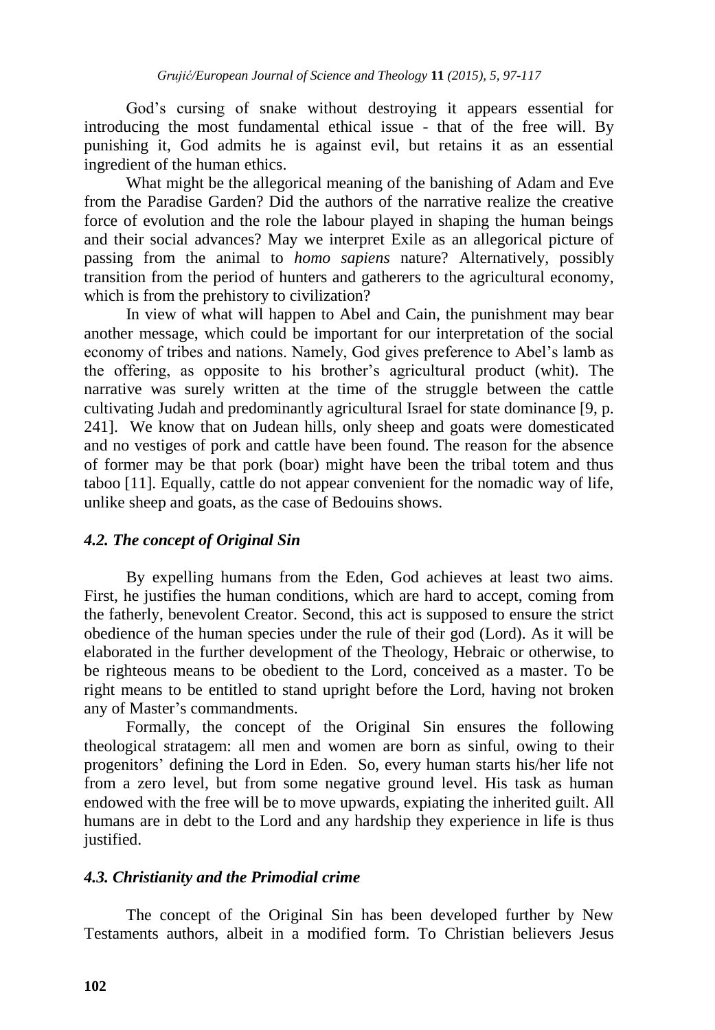God's cursing of snake without destroying it appears essential for introducing the most fundamental ethical issue - that of the free will. By punishing it, God admits he is against evil, but retains it as an essential ingredient of the human ethics.

What might be the allegorical meaning of the banishing of Adam and Eve from the Paradise Garden? Did the authors of the narrative realize the creative force of evolution and the role the labour played in shaping the human beings and their social advances? May we interpret Exile as an allegorical picture of passing from the animal to *homo sapiens* nature? Alternatively, possibly transition from the period of hunters and gatherers to the agricultural economy, which is from the prehistory to civilization?

In view of what will happen to Abel and Cain, the punishment may bear another message, which could be important for our interpretation of the social economy of tribes and nations. Namely, God gives preference to Abel's lamb as the offering, as opposite to his brother's agricultural product (whit). The narrative was surely written at the time of the struggle between the cattle cultivating Judah and predominantly agricultural Israel for state dominance [9, p. 241]. We know that on Judean hills, only sheep and goats were domesticated and no vestiges of pork and cattle have been found. The reason for the absence of former may be that pork (boar) might have been the tribal totem and thus taboo [11]. Equally, cattle do not appear convenient for the nomadic way of life, unlike sheep and goats, as the case of Bedouins shows.

### *4.2. The concept of Original Sin*

By expelling humans from the Eden, God achieves at least two aims. First, he justifies the human conditions, which are hard to accept, coming from the fatherly, benevolent Creator. Second, this act is supposed to ensure the strict obedience of the human species under the rule of their god (Lord). As it will be elaborated in the further development of the Theology, Hebraic or otherwise, to be righteous means to be obedient to the Lord, conceived as a master. To be right means to be entitled to stand upright before the Lord, having not broken any of Master's commandments.

Formally, the concept of the Original Sin ensures the following theological stratagem: all men and women are born as sinful, owing to their progenitors' defining the Lord in Eden. So, every human starts his/her life not from a zero level, but from some negative ground level. His task as human endowed with the free will be to move upwards, expiating the inherited guilt. All humans are in debt to the Lord and any hardship they experience in life is thus justified.

### *4.3. Christianity and the Primodial crime*

The concept of the Original Sin has been developed further by New Testaments authors, albeit in a modified form. To Christian believers Jesus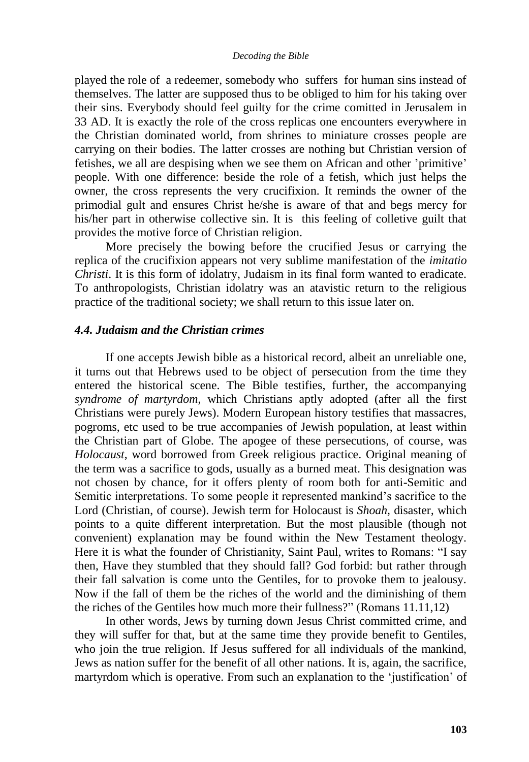played the role of a redeemer, somebody who suffers for human sins instead of themselves. The latter are supposed thus to be obliged to him for his taking over their sins. Everybody should feel guilty for the crime comitted in Jerusalem in 33 AD. It is exactly the role of the cross replicas one encounters everywhere in the Christian dominated world, from shrines to miniature crosses people are carrying on their bodies. The latter crosses are nothing but Christian version of fetishes, we all are despising when we see them on African and other 'primitive' people. With one difference: beside the role of a fetish, which just helps the owner, the cross represents the very crucifixion. It reminds the owner of the primodial gult and ensures Christ he/she is aware of that and begs mercy for his/her part in otherwise collective sin. It is this feeling of colletive guilt that provides the motive force of Christian religion.

More precisely the bowing before the crucified Jesus or carrying the replica of the crucifixion appears not very sublime manifestation of the *imitatio Christi*. It is this form of idolatry, Judaism in its final form wanted to eradicate. To anthropologists, Christian idolatry was an atavistic return to the religious practice of the traditional society; we shall return to this issue later on.

### *4.4. Judaism and the Christian crimes*

If one accepts Jewish bible as a historical record, albeit an unreliable one, it turns out that Hebrews used to be object of persecution from the time they entered the historical scene. The Bible testifies, further, the accompanying *syndrome of martyrdom*, which Christians aptly adopted (after all the first Christians were purely Jews). Modern European history testifies that massacres, pogroms, etc used to be true accompanies of Jewish population, at least within the Christian part of Globe. The apogee of these persecutions, of course, was *Holocaust*, word borrowed from Greek religious practice. Original meaning of the term was a sacrifice to gods, usually as a burned meat. This designation was not chosen by chance, for it offers plenty of room both for anti-Semitic and Semitic interpretations. To some people it represented mankind's sacrifice to the Lord (Christian, of course). Jewish term for Holocaust is *Shoah*, disaster, which points to a quite different interpretation. But the most plausible (though not convenient) explanation may be found within the New Testament theology. Here it is what the founder of Christianity, Saint Paul, writes to Romans: "I say then, Have they stumbled that they should fall? God forbid: but rather through their fall salvation is come unto the Gentiles, for to provoke them to jealousy. Now if the fall of them be the riches of the world and the diminishing of them the riches of the Gentiles how much more their fullness?" (Romans 11.11,12)

In other words, Jews by turning down Jesus Christ committed crime, and they will suffer for that, but at the same time they provide benefit to Gentiles, who join the true religion. If Jesus suffered for all individuals of the mankind, Jews as nation suffer for the benefit of all other nations. It is, again, the sacrifice, martyrdom which is operative. From such an explanation to the 'justification' of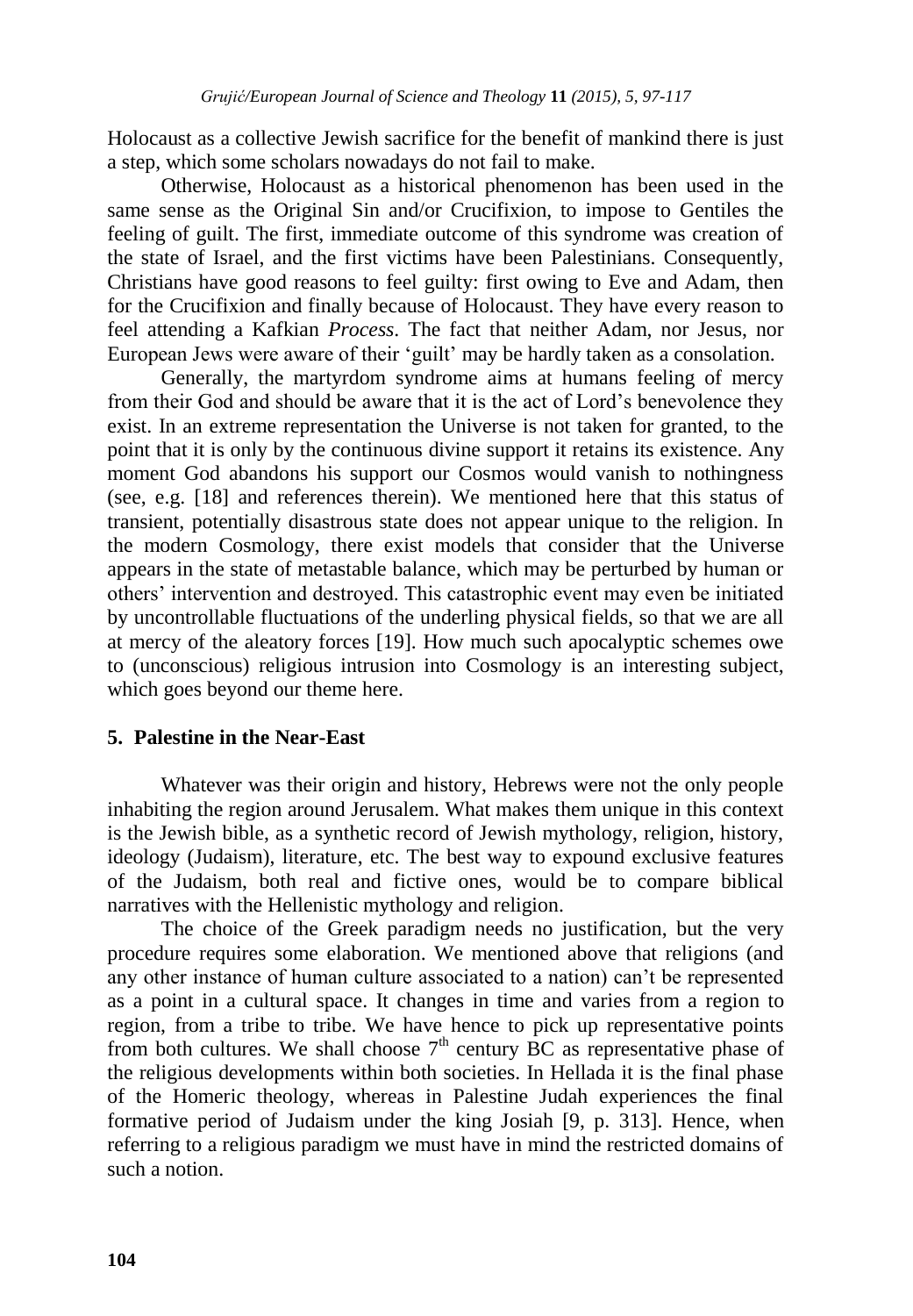Holocaust as a collective Jewish sacrifice for the benefit of mankind there is just a step, which some scholars nowadays do not fail to make.

Otherwise, Holocaust as a historical phenomenon has been used in the same sense as the Original Sin and/or Crucifixion, to impose to Gentiles the feeling of guilt. The first, immediate outcome of this syndrome was creation of the state of Israel, and the first victims have been Palestinians. Consequently, Christians have good reasons to feel guilty: first owing to Eve and Adam, then for the Crucifixion and finally because of Holocaust. They have every reason to feel attending a Kafkian *Process*. The fact that neither Adam, nor Jesus, nor European Jews were aware of their 'guilt' may be hardly taken as a consolation.

Generally, the martyrdom syndrome aims at humans feeling of mercy from their God and should be aware that it is the act of Lord's benevolence they exist. In an extreme representation the Universe is not taken for granted, to the point that it is only by the continuous divine support it retains its existence. Any moment God abandons his support our Cosmos would vanish to nothingness (see, e.g. [18] and references therein). We mentioned here that this status of transient, potentially disastrous state does not appear unique to the religion. In the modern Cosmology, there exist models that consider that the Universe appears in the state of metastable balance, which may be perturbed by human or others' intervention and destroyed. This catastrophic event may even be initiated by uncontrollable fluctuations of the underling physical fields, so that we are all at mercy of the aleatory forces [19]. How much such apocalyptic schemes owe to (unconscious) religious intrusion into Cosmology is an interesting subject, which goes beyond our theme here.

## 5. Palestine in the Near-East

Whatever was their origin and history, Hebrews were not the only people inhabiting the region around Jerusalem. What makes them unique in this context is the Jewish bible, as a synthetic record of Jewish mythology, religion, history, ideology (Judaism), literature, etc. The best way to expound exclusive features of the Judaism, both real and fictive ones, would be to compare biblical narratives with the Hellenistic mythology and religion.

The choice of the Greek paradigm needs no justification, but the very procedure requires some elaboration. We mentioned above that religions (and any other instance of human culture associated to a nation) can't be represented as a point in a cultural space. It changes in time and varies from a region to region, from a tribe to tribe. We have hence to pick up representative points from both cultures. We shall choose 7th century BC as representative phase of the religious developments within both societies. In Hellada it is the final phase of the Homeric theology, whereas in Palestine Judah experiences the final formative period of Judaism under the king Josiah [9, p. 313]. Hence, when referring to a religious paradigm we must have in mind the restricted domains of such a notion.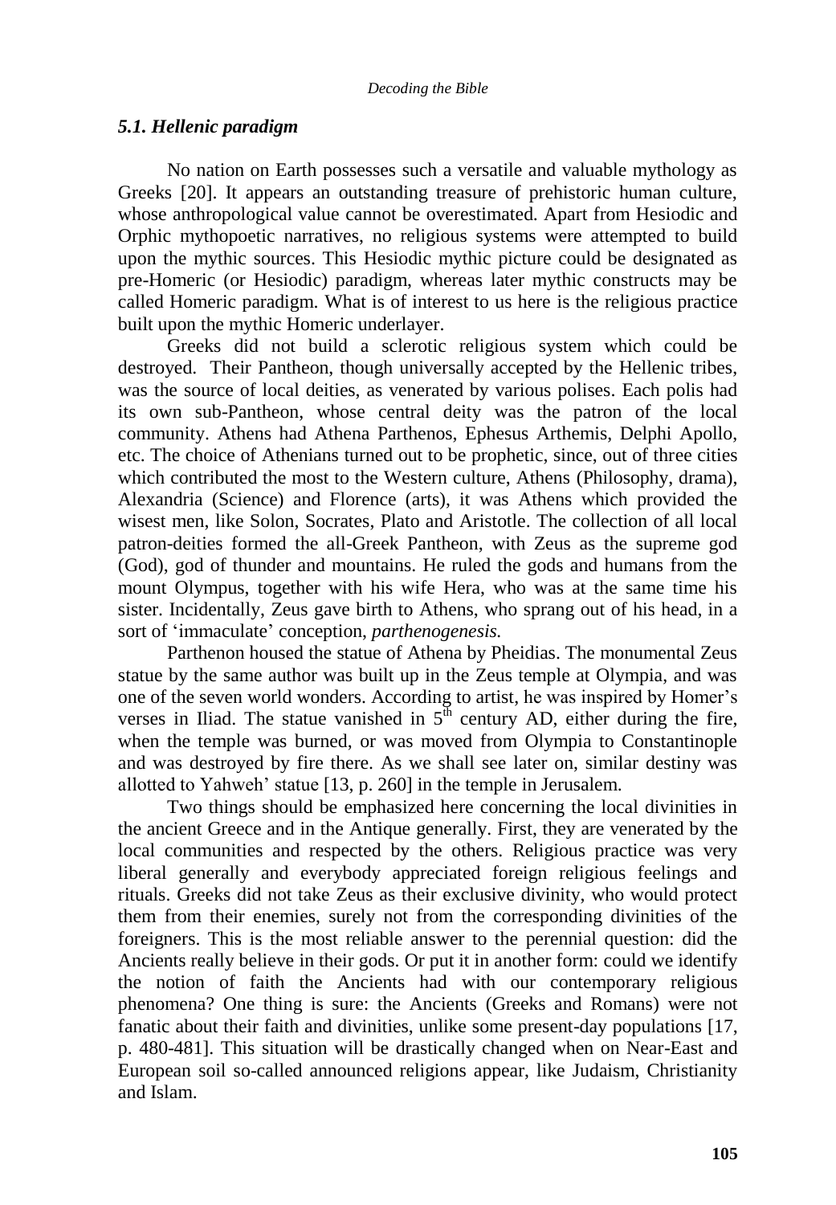### *5.1. Hellenic paradigm*

No nation on Earth possesses such a versatile and valuable mythology as Greeks [20]. It appears an outstanding treasure of prehistoric human culture, whose anthropological value cannot be overestimated. Apart from Hesiodic and Orphic mythopoetic narratives, no religious systems were attempted to build upon the mythic sources. This Hesiodic mythic picture could be designated as pre-Homeric (or Hesiodic) paradigm, whereas later mythic constructs may be called Homeric paradigm. What is of interest to us here is the religious practice built upon the mythic Homeric underlayer.

Greeks did not build a sclerotic religious system which could be destroyed. Their Pantheon, though universally accepted by the Hellenic tribes, was the source of local deities, as venerated by various polises. Each polis had its own sub-Pantheon, whose central deity was the patron of the local community. Athens had Athena Parthenos, Ephesus Arthemis, Delphi Apollo, etc. The choice of Athenians turned out to be prophetic, since, out of three cities which contributed the most to the Western culture, Athens (Philosophy, drama), Alexandria (Science) and Florence (arts), it was Athens which provided the wisest men, like Solon, Socrates, Plato and Aristotle. The collection of all local patron-deities formed the all-Greek Pantheon, with Zeus as the supreme god (God), god of thunder and mountains. He ruled the gods and humans from the mount Olympus, together with his wife Hera, who was at the same time his sister. Incidentally, Zeus gave birth to Athens, who sprang out of his head, in a sort of 'immaculate' conception, *parthenogenesis.*

Parthenon housed the statue of Athena by Pheidias. The monumental Zeus statue by the same author was built up in the Zeus temple at Olympia, and was one of the seven world wonders. According to artist, he was inspired by Homer's verses in Iliad. The statue vanished in 5th century AD, either during the fire, when the temple was burned, or was moved from Olympia to Constantinople and was destroyed by fire there. As we shall see later on, similar destiny was allotted to Yahweh' statue [13, p. 260] in the temple in Jerusalem.

Two things should be emphasized here concerning the local divinities in the ancient Greece and in the Antique generally. First, they are venerated by the local communities and respected by the others. Religious practice was very liberal generally and everybody appreciated foreign religious feelings and rituals. Greeks did not take Zeus as their exclusive divinity, who would protect them from their enemies, surely not from the corresponding divinities of the foreigners. This is the most reliable answer to the perennial question: did the Ancients really believe in their gods. Or put it in another form: could we identify the notion of faith the Ancients had with our contemporary religious phenomena? One thing is sure: the Ancients (Greeks and Romans) were not fanatic about their faith and divinities, unlike some present-day populations [17, p. 480-481]. This situation will be drastically changed when on Near-East and European soil so-called announced religions appear, like Judaism, Christianity and Islam.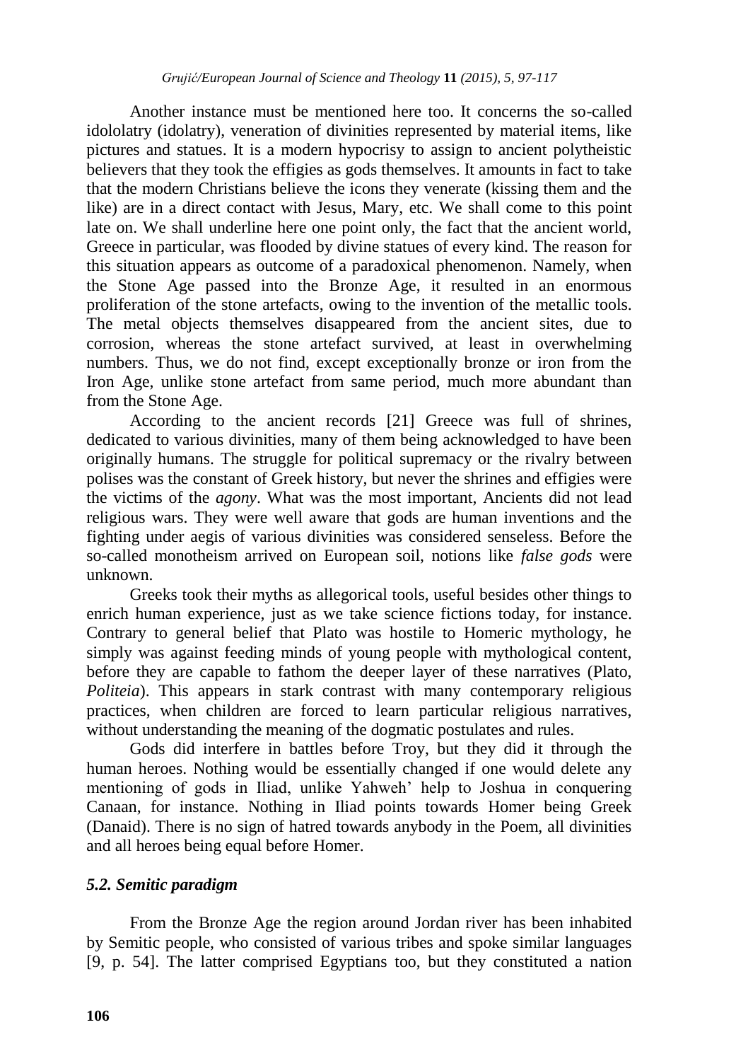Another instance must be mentioned here too. It concerns the so-called idololatry (idolatry), veneration of divinities represented by material items, like pictures and statues. It is a modern hypocrisy to assign to ancient polytheistic believers that they took the effigies as gods themselves. It amounts in fact to take that the modern Christians believe the icons they venerate (kissing them and the like) are in a direct contact with Jesus, Mary, etc. We shall come to this point late on. We shall underline here one point only, the fact that the ancient world, Greece in particular, was flooded by divine statues of every kind. The reason for this situation appears as outcome of a paradoxical phenomenon. Namely, when the Stone Age passed into the Bronze Age, it resulted in an enormous proliferation of the stone artefacts, owing to the invention of the metallic tools. The metal objects themselves disappeared from the ancient sites, due to corrosion, whereas the stone artefact survived, at least in overwhelming numbers. Thus, we do not find, except exceptionally bronze or iron from the Iron Age, unlike stone artefact from same period, much more abundant than from the Stone Age.

According to the ancient records [21] Greece was full of shrines, dedicated to various divinities, many of them being acknowledged to have been originally humans. The struggle for political supremacy or the rivalry between polises was the constant of Greek history, but never the shrines and effigies were the victims of the *agony*. What was the most important, Ancients did not lead religious wars. They were well aware that gods are human inventions and the fighting under aegis of various divinities was considered senseless. Before the so-called monotheism arrived on European soil, notions like *false gods* were unknown.

Greeks took their myths as allegorical tools, useful besides other things to enrich human experience, just as we take science fictions today, for instance. Contrary to general belief that Plato was hostile to Homeric mythology, he simply was against feeding minds of young people with mythological content, before they are capable to fathom the deeper layer of these narratives (Plato, *Politeia*). This appears in stark contrast with many contemporary religious practices, when children are forced to learn particular religious narratives, without understanding the meaning of the dogmatic postulates and rules.

Gods did interfere in battles before Troy, but they did it through the human heroes. Nothing would be essentially changed if one would delete any mentioning of gods in Iliad, unlike Yahweh' help to Joshua in conquering Canaan, for instance. Nothing in Iliad points towards Homer being Greek (Danaid). There is no sign of hatred towards anybody in the Poem, all divinities and all heroes being equal before Homer.

### *5.2. Semitic paradigm*

From the Bronze Age the region around Jordan river has been inhabited by Semitic people, who consisted of various tribes and spoke similar languages [9, p. 54]. The latter comprised Egyptians too, but they constituted a nation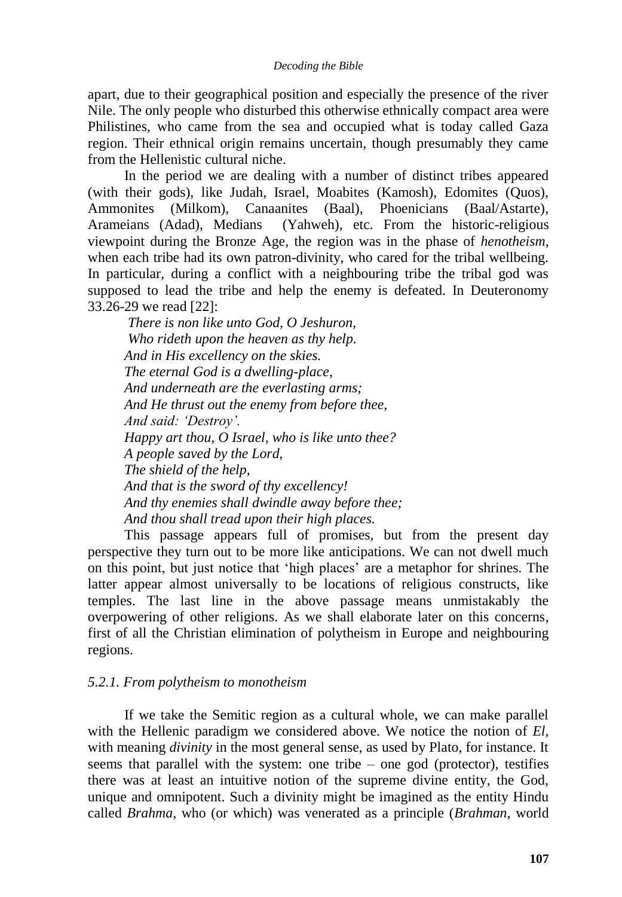apart, due to their geographical position and especially the presence of the river Nile. The only people who disturbed this otherwise ethnically compact area were Philistines, who came from the sea and occupied what is today called Gaza region. Their ethnical origin remains uncertain, though presumably they came from the Hellenistic cultural niche.

In the period we are dealing with a number of distinct tribes appeared (with their gods), like Judah, Israel, Moabites (Kamosh), Edomites (Quos), Ammonites (Milkom), Canaanites (Baal), Phoenicians (Baal/Astarte), Arameians (Adad), Medians (Yahweh), etc. From the historic-religious viewpoint during the Bronze Age, the region was in the phase of *henotheism*, when each tribe had its own patron-divinity, who cared for the tribal wellbeing. In particular, during a conflict with a neighbouring tribe the tribal god was supposed to lead the tribe and help the enemy is defeated. In Deuteronomy 33.26-29 we read [22]:

*There is non like unto God, O Jeshuron,*
*Who rideth upon the heaven as thy help.*
*And in His excellency on the skies.*
*The eternal God is a dwelling-place,*
*And underneath are the everlasting arms;*
*And He thrust out the enemy from before thee,*
*And said: 'Destroy'.*
*Happy art thou, O Israel, who is like unto thee?*
*A people saved by the Lord,*
*The shield of the help,*
*And that is the sword of thy excellency!*
*And thy enemies shall dwindle away before thee;*
*And thou shall tread upon their high places.*

This passage appears full of promises, but from the present day perspective they turn out to be more like anticipations. We can not dwell much on this point, but just notice that 'high places' are a metaphor for shrines. The latter appear almost universally to be locations of religious constructs, like temples. The last line in the above passage means unmistakably the overpowering of other religions. As we shall elaborate later on this concerns, first of all the Christian elimination of polytheism in Europe and neighbouring regions.

### *5.2.1. From polytheism to monotheism*

If we take the Semitic region as a cultural whole, we can make parallel with the Hellenic paradigm we considered above. We notice the notion of *El*, with meaning *divinity* in the most general sense, as used by Plato, for instance. It seems that parallel with the system: one tribe – one god (protector), testifies there was at least an intuitive notion of the supreme divine entity, the God, unique and omnipotent. Such a divinity might be imagined as the entity Hindu called *Brahma*, who (or which) was venerated as a principle (*Brahman*, world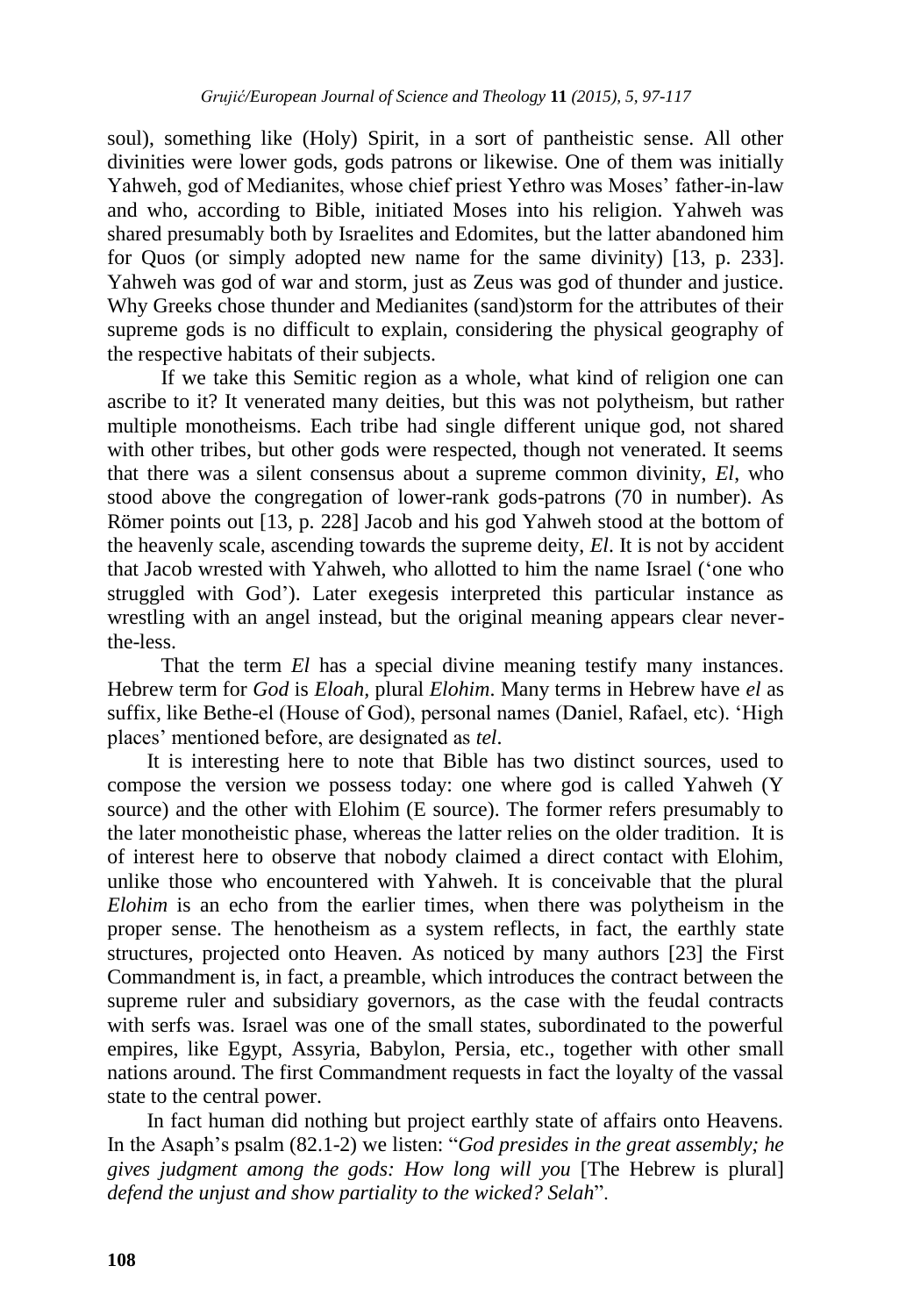soul), something like (Holy) Spirit, in a sort of pantheistic sense. All other divinities were lower gods, gods patrons or likewise. One of them was initially Yahweh, god of Medianites, whose chief priest Yethro was Moses' father-in-law and who, according to Bible, initiated Moses into his religion. Yahweh was shared presumably both by Israelites and Edomites, but the latter abandoned him for Quos (or simply adopted new name for the same divinity) [13, p. 233]. Yahweh was god of war and storm, just as Zeus was god of thunder and justice. Why Greeks chose thunder and Medianites (sand)storm for the attributes of their supreme gods is no difficult to explain, considering the physical geography of the respective habitats of their subjects.

If we take this Semitic region as a whole, what kind of religion one can ascribe to it? It venerated many deities, but this was not polytheism, but rather multiple monotheisms. Each tribe had single different unique god, not shared with other tribes, but other gods were respected, though not venerated. It seems that there was a silent consensus about a supreme common divinity, *El*, who stood above the congregation of lower-rank gods-patrons (70 in number). As Römer points out [13, p. 228] Jacob and his god Yahweh stood at the bottom of the heavenly scale, ascending towards the supreme deity, *El*. It is not by accident that Jacob wrested with Yahweh, who allotted to him the name Israel ('one who struggled with God'). Later exegesis interpreted this particular instance as wrestling with an angel instead, but the original meaning appears clear never-the-less.

That the term *El* has a special divine meaning testify many instances. Hebrew term for *God* is *Eloah,* plural *Elohim*. Many terms in Hebrew have *el* as suffix, like Bethe-el (House of God), personal names (Daniel, Rafael, etc). 'High places' mentioned before, are designated as *tel*.

It is interesting here to note that Bible has two distinct sources, used to compose the version we possess today: one where god is called Yahweh (Y source) and the other with Elohim (E source). The former refers presumably to the later monotheistic phase, whereas the latter relies on the older tradition. It is of interest here to observe that nobody claimed a direct contact with Elohim, unlike those who encountered with Yahweh. It is conceivable that the plural *Elohim* is an echo from the earlier times, when there was polytheism in the proper sense. The henotheism as a system reflects, in fact, the earthly state structures, projected onto Heaven. As noticed by many authors [23] the First Commandment is, in fact, a preamble, which introduces the contract between the supreme ruler and subsidiary governors, as the case with the feudal contracts with serfs was. Israel was one of the small states, subordinated to the powerful empires, like Egypt, Assyria, Babylon, Persia, etc., together with other small nations around. The first Commandment requests in fact the loyalty of the vassal state to the central power.

In fact human did nothing but project earthly state of affairs onto Heavens. In the Asaph's psalm (82.1-2) we listen: "*God presides in the great assembly; he gives judgment among the gods: How long will you* [The Hebrew is plural] *defend the unjust and show partiality to the wicked? Selah*".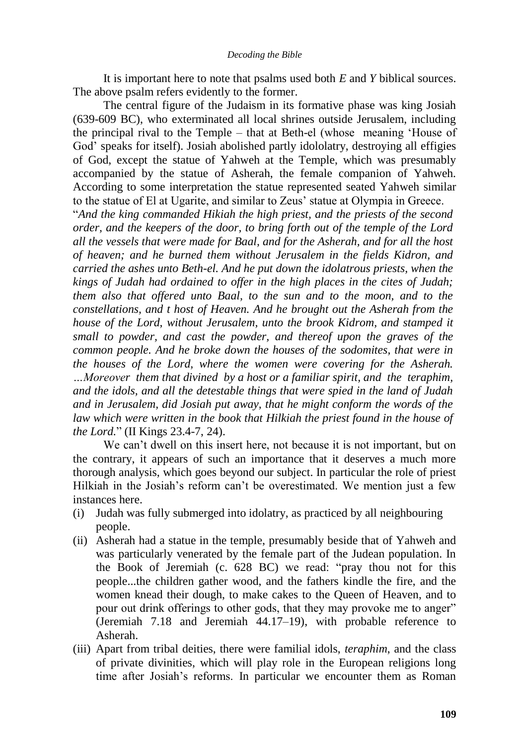It is important here to note that psalms used both *E* and *Y* biblical sources. The above psalm refers evidently to the former.

The central figure of the Judaism in its formative phase was king Josiah (639-609 BC), who exterminated all local shrines outside Jerusalem, including the principal rival to the Temple – that at Beth-el (whose meaning 'House of God' speaks for itself). Josiah abolished partly idololatry, destroying all effigies of God, except the statue of Yahweh at the Temple, which was presumably accompanied by the statue of Asherah, the female companion of Yahweh. According to some interpretation the statue represented seated Yahweh similar to the statue of El at Ugarite, and similar to Zeus' statue at Olympia in Greece.

"*And the king commanded Hikiah the high priest, and the priests of the second order, and the keepers of the door, to bring forth out of the temple of the Lord all the vessels that were made for Baal, and for the Asherah, and for all the host of heaven; and he burned them without Jerusalem in the fields Kidron, and carried the ashes unto Beth-el. And he put down the idolatrous priests, when the kings of Judah had ordained to offer in the high places in the cites of Judah; them also that offered unto Baal, to the sun and to the moon, and to the constellations, and t host of Heaven. And he brought out the Asherah from the house of the Lord, without Jerusalem, unto the brook Kidrom, and stamped it small to powder, and cast the powder, and thereof upon the graves of the common people. And he broke down the houses of the sodomites, that were in the houses of the Lord, where the women were covering for the Asherah. …Moreover them that divined by a host or a familiar spirit, and the teraphim, and the idols, and all the detestable things that were spied in the land of Judah and in Jerusalem, did Josiah put away, that he might conform the words of the law which were written in the book that Hilkiah the priest found in the house of the Lord.*" (II Kings 23.4-7, 24).

We can't dwell on this insert here, not because it is not important, but on the contrary, it appears of such an importance that it deserves a much more thorough analysis, which goes beyond our subject. In particular the role of priest Hilkiah in the Josiah's reform can't be overestimated. We mention just a few instances here.

- (i) Judah was fully submerged into idolatry, as practiced by all neighbouring people.
- (ii) Asherah had a statue in the temple, presumably beside that of Yahweh and was particularly venerated by the female part of the Judean population. In the Book of Jeremiah (c. 628 BC) we read: "pray thou not for this people...the children gather wood, and the fathers kindle the fire, and the women knead their dough, to make cakes to the Queen of Heaven, and to pour out drink offerings to other gods, that they may provoke me to anger" (Jeremiah 7.18 and Jeremiah 44.17–19), with probable reference to Asherah.
- (iii) Apart from tribal deities, there were familial idols, *teraphim*, and the class of private divinities, which will play role in the European religions long time after Josiah's reforms. In particular we encounter them as Roman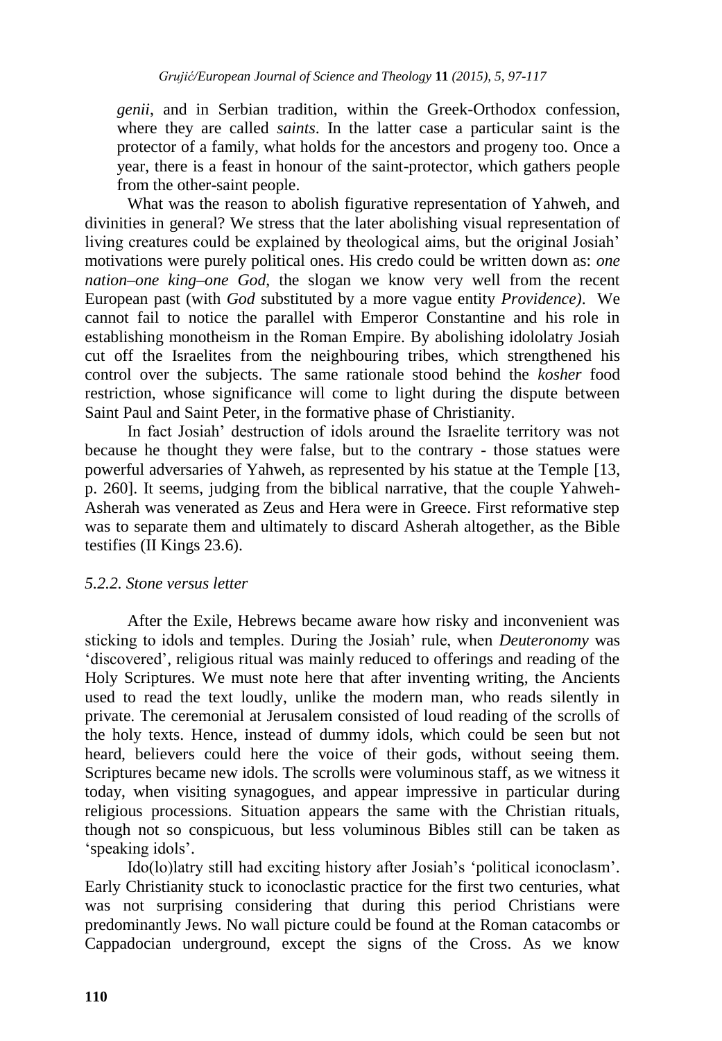*genii*, and in Serbian tradition, within the Greek-Orthodox confession, where they are called *saints*. In the latter case a particular saint is the protector of a family, what holds for the ancestors and progeny too. Once a year, there is a feast in honour of the saint-protector, which gathers people from the other-saint people.

What was the reason to abolish figurative representation of Yahweh, and divinities in general? We stress that the later abolishing visual representation of living creatures could be explained by theological aims, but the original Josiah' motivations were purely political ones. His credo could be written down as: *one nation–one king–one God*, the slogan we know very well from the recent European past (with *God* substituted by a more vague entity *Providence)*. We cannot fail to notice the parallel with Emperor Constantine and his role in establishing monotheism in the Roman Empire. By abolishing idololatry Josiah cut off the Israelites from the neighbouring tribes, which strengthened his control over the subjects. The same rationale stood behind the *kosher* food restriction, whose significance will come to light during the dispute between Saint Paul and Saint Peter, in the formative phase of Christianity.

In fact Josiah' destruction of idols around the Israelite territory was not because he thought they were false, but to the contrary - those statues were powerful adversaries of Yahweh, as represented by his statue at the Temple [13, p. 260]. It seems, judging from the biblical narrative, that the couple Yahweh-Asherah was venerated as Zeus and Hera were in Greece. First reformative step was to separate them and ultimately to discard Asherah altogether, as the Bible testifies (II Kings 23.6).

### *5.2.2. Stone versus letter*

After the Exile, Hebrews became aware how risky and inconvenient was sticking to idols and temples. During the Josiah' rule, when *Deuteronomy* was 'discovered', religious ritual was mainly reduced to offerings and reading of the Holy Scriptures. We must note here that after inventing writing, the Ancients used to read the text loudly, unlike the modern man, who reads silently in private. The ceremonial at Jerusalem consisted of loud reading of the scrolls of the holy texts. Hence, instead of dummy idols, which could be seen but not heard, believers could here the voice of their gods, without seeing them. Scriptures became new idols. The scrolls were voluminous staff, as we witness it today, when visiting synagogues, and appear impressive in particular during religious processions. Situation appears the same with the Christian rituals, though not so conspicuous, but less voluminous Bibles still can be taken as 'speaking idols'.

Ido(lo)latry still had exciting history after Josiah's 'political iconoclasm'. Early Christianity stuck to iconoclastic practice for the first two centuries, what was not surprising considering that during this period Christians were predominantly Jews. No wall picture could be found at the Roman catacombs or Cappadocian underground, except the signs of the Cross. As we know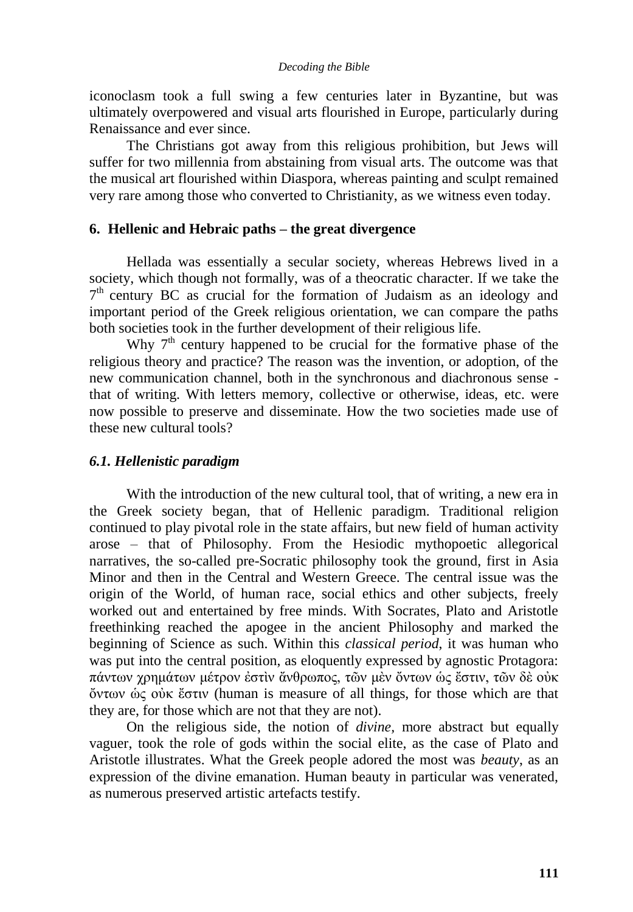iconoclasm took a full swing a few centuries later in Byzantine, but was ultimately overpowered and visual arts flourished in Europe, particularly during Renaissance and ever since.

The Christians got away from this religious prohibition, but Jews will suffer for two millennia from abstaining from visual arts. The outcome was that the musical art flourished within Diaspora, whereas painting and sculpt remained very rare among those who converted to Christianity, as we witness even today.

## 6. Hellenic and Hebraic paths – the great divergence

Hellada was essentially a secular society, whereas Hebrews lived in a society, which though not formally, was of a theocratic character. If we take the 7th century BC as crucial for the formation of Judaism as an ideology and important period of the Greek religious orientation, we can compare the paths both societies took in the further development of their religious life.

Why 7th century happened to be crucial for the formative phase of the religious theory and practice? The reason was the invention, or adoption, of the new communication channel, both in the synchronous and diachronous sense - that of writing. With letters memory, collective or otherwise, ideas, etc. were now possible to preserve and disseminate. How the two societies made use of these new cultural tools?

### *6.1. Hellenistic paradigm*

With the introduction of the new cultural tool, that of writing, a new era in the Greek society began, that of Hellenic paradigm. Traditional religion continued to play pivotal role in the state affairs, but new field of human activity arose – that of Philosophy. From the Hesiodic mythopoetic allegorical narratives, the so-called pre-Socratic philosophy took the ground, first in Asia Minor and then in the Central and Western Greece. The central issue was the origin of the World, of human race, social ethics and other subjects, freely worked out and entertained by free minds. With Socrates, Plato and Aristotle freethinking reached the apogee in the ancient Philosophy and marked the beginning of Science as such. Within this *classical period*, it was human who was put into the central position, as eloquently expressed by agnostic Protagora: πάντων χρημάτων μέτρον ἐστὶν ἄνθρωπος, τῶν μὲν ὄντων ὡς ἔστιν, τῶν δὲ οὐκ ὄντων ὡς οὐκ ἔστιν (human is measure of all things, for those which are that they are, for those which are not that they are not).

On the religious side, the notion of *divine*, more abstract but equally vaguer, took the role of gods within the social elite, as the case of Plato and Aristotle illustrates. What the Greek people adored the most was *beauty*, as an expression of the divine emanation. Human beauty in particular was venerated, as numerous preserved artistic artefacts testify.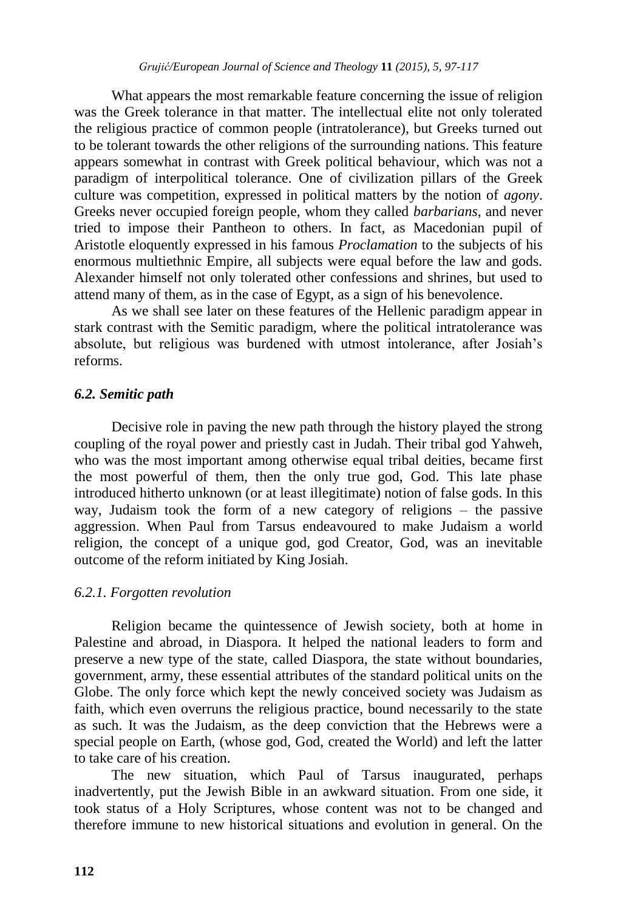What appears the most remarkable feature concerning the issue of religion was the Greek tolerance in that matter. The intellectual elite not only tolerated the religious practice of common people (intratolerance), but Greeks turned out to be tolerant towards the other religions of the surrounding nations. This feature appears somewhat in contrast with Greek political behaviour, which was not a paradigm of interpolitical tolerance. One of civilization pillars of the Greek culture was competition, expressed in political matters by the notion of *agony*. Greeks never occupied foreign people, whom they called *barbarians*, and never tried to impose their Pantheon to others. In fact, as Macedonian pupil of Aristotle eloquently expressed in his famous *Proclamation* to the subjects of his enormous multiethnic Empire, all subjects were equal before the law and gods. Alexander himself not only tolerated other confessions and shrines, but used to attend many of them, as in the case of Egypt, as a sign of his benevolence.

As we shall see later on these features of the Hellenic paradigm appear in stark contrast with the Semitic paradigm, where the political intratolerance was absolute, but religious was burdened with utmost intolerance, after Josiah's reforms.

### *6.2. Semitic path*

Decisive role in paving the new path through the history played the strong coupling of the royal power and priestly cast in Judah. Their tribal god Yahweh, who was the most important among otherwise equal tribal deities, became first the most powerful of them, then the only true god, God. This late phase introduced hitherto unknown (or at least illegitimate) notion of false gods. In this way, Judaism took the form of a new category of religions – the passive aggression. When Paul from Tarsus endeavoured to make Judaism a world religion, the concept of a unique god, god Creator, God, was an inevitable outcome of the reform initiated by King Josiah.

#### *6.2.1. Forgotten revolution*

Religion became the quintessence of Jewish society, both at home in Palestine and abroad, in Diaspora. It helped the national leaders to form and preserve a new type of the state, called Diaspora, the state without boundaries, government, army, these essential attributes of the standard political units on the Globe. The only force which kept the newly conceived society was Judaism as faith, which even overruns the religious practice, bound necessarily to the state as such. It was the Judaism, as the deep conviction that the Hebrews were a special people on Earth, (whose god, God, created the World) and left the latter to take care of his creation.

The new situation, which Paul of Tarsus inaugurated, perhaps inadvertently, put the Jewish Bible in an awkward situation. From one side, it took status of a Holy Scriptures, whose content was not to be changed and therefore immune to new historical situations and evolution in general. On the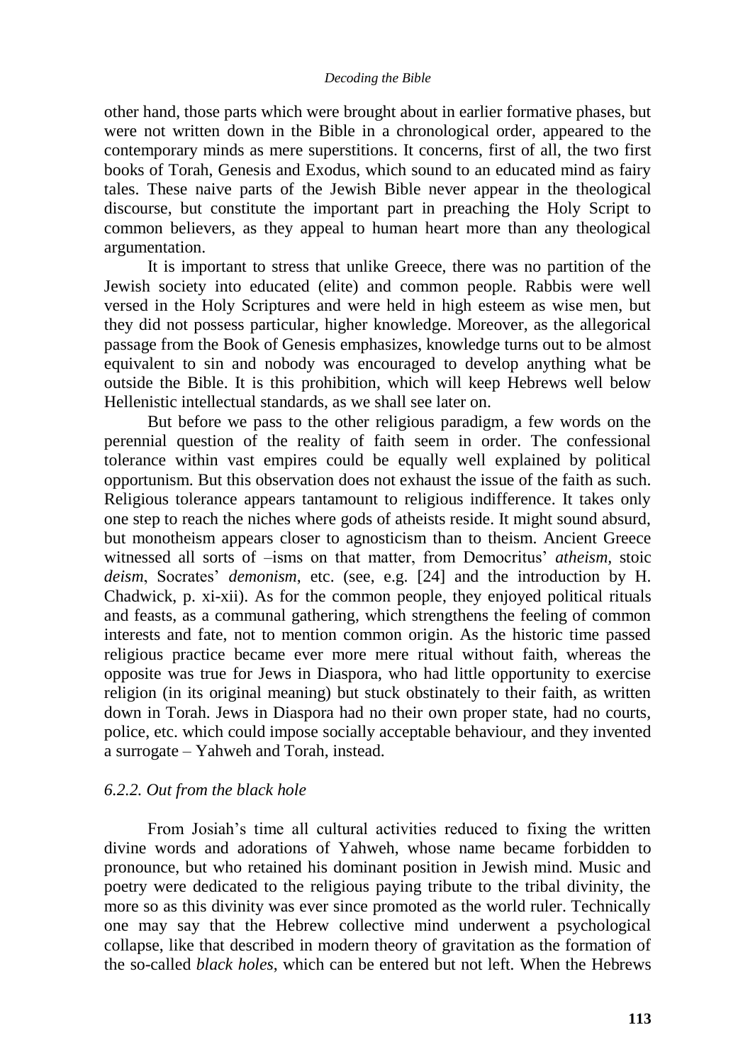other hand, those parts which were brought about in earlier formative phases, but were not written down in the Bible in a chronological order, appeared to the contemporary minds as mere superstitions. It concerns, first of all, the two first books of Torah, Genesis and Exodus, which sound to an educated mind as fairy tales. These naive parts of the Jewish Bible never appear in the theological discourse, but constitute the important part in preaching the Holy Script to common believers, as they appeal to human heart more than any theological argumentation.

It is important to stress that unlike Greece, there was no partition of the Jewish society into educated (elite) and common people. Rabbis were well versed in the Holy Scriptures and were held in high esteem as wise men, but they did not possess particular, higher knowledge. Moreover, as the allegorical passage from the Book of Genesis emphasizes, knowledge turns out to be almost equivalent to sin and nobody was encouraged to develop anything what be outside the Bible. It is this prohibition, which will keep Hebrews well below Hellenistic intellectual standards, as we shall see later on.

But before we pass to the other religious paradigm, a few words on the perennial question of the reality of faith seem in order. The confessional tolerance within vast empires could be equally well explained by political opportunism. But this observation does not exhaust the issue of the faith as such. Religious tolerance appears tantamount to religious indifference. It takes only one step to reach the niches where gods of atheists reside. It might sound absurd, but monotheism appears closer to agnosticism than to theism. Ancient Greece witnessed all sorts of –isms on that matter, from Democritus' *atheism*, stoic *deism*, Socrates' *demonism*, etc. (see, e.g. [24] and the introduction by H. Chadwick, p. xi-xii). As for the common people, they enjoyed political rituals and feasts, as a communal gathering, which strengthens the feeling of common interests and fate, not to mention common origin. As the historic time passed religious practice became ever more mere ritual without faith, whereas the opposite was true for Jews in Diaspora, who had little opportunity to exercise religion (in its original meaning) but stuck obstinately to their faith, as written down in Torah. Jews in Diaspora had no their own proper state, had no courts, police, etc. which could impose socially acceptable behaviour, and they invented a surrogate – Yahweh and Torah, instead.

### *6.2.2. Out from the black hole*

From Josiah's time all cultural activities reduced to fixing the written divine words and adorations of Yahweh, whose name became forbidden to pronounce, but who retained his dominant position in Jewish mind. Music and poetry were dedicated to the religious paying tribute to the tribal divinity, the more so as this divinity was ever since promoted as the world ruler. Technically one may say that the Hebrew collective mind underwent a psychological collapse, like that described in modern theory of gravitation as the formation of the so-called *black holes*, which can be entered but not left. When the Hebrews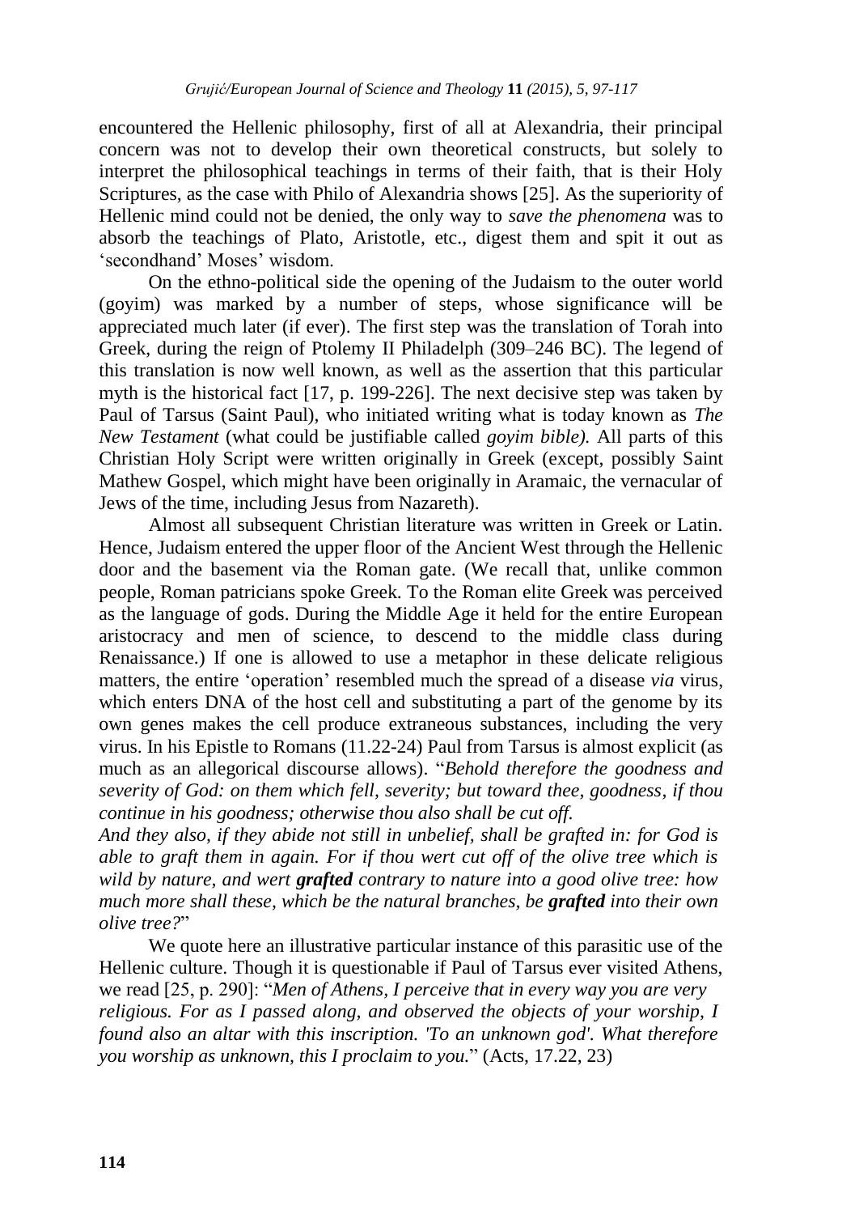encountered the Hellenic philosophy, first of all at Alexandria, their principal concern was not to develop their own theoretical constructs, but solely to interpret the philosophical teachings in terms of their faith, that is their Holy Scriptures, as the case with Philo of Alexandria shows [25]. As the superiority of Hellenic mind could not be denied, the only way to *save the phenomena* was to absorb the teachings of Plato, Aristotle, etc., digest them and spit it out as 'secondhand' Moses' wisdom.

On the ethno-political side the opening of the Judaism to the outer world (goyim) was marked by a number of steps, whose significance will be appreciated much later (if ever). The first step was the translation of Torah into Greek, during the reign of Ptolemy II Philadelph (309–246 BC). The legend of this translation is now well known, as well as the assertion that this particular myth is the historical fact [17, p. 199-226]. The next decisive step was taken by Paul of Tarsus (Saint Paul), who initiated writing what is today known as *The New Testament* (what could be justifiable called *goyim bible).* All parts of this Christian Holy Script were written originally in Greek (except, possibly Saint Mathew Gospel, which might have been originally in Aramaic, the vernacular of Jews of the time, including Jesus from Nazareth).

Almost all subsequent Christian literature was written in Greek or Latin. Hence, Judaism entered the upper floor of the Ancient West through the Hellenic door and the basement via the Roman gate. (We recall that, unlike common people, Roman patricians spoke Greek. To the Roman elite Greek was perceived as the language of gods. During the Middle Age it held for the entire European aristocracy and men of science, to descend to the middle class during Renaissance.) If one is allowed to use a metaphor in these delicate religious matters, the entire 'operation' resembled much the spread of a disease *via* virus, which enters DNA of the host cell and substituting a part of the genome by its own genes makes the cell produce extraneous substances, including the very virus. In his Epistle to Romans (11.22-24) Paul from Tarsus is almost explicit (as much as an allegorical discourse allows). "*Behold therefore the goodness and severity of God: on them which fell, severity; but toward thee, goodness, if thou continue in his goodness; otherwise thou also shall be cut off.*

*And they also, if they abide not still in unbelief, shall be grafted in: for God is able to graft them in again. For if thou wert cut off of the olive tree which is wild by nature, and wert **grafted** contrary to nature into a good olive tree: how much more shall these, which be the natural branches, be **grafted** into their own olive tree?*"

We quote here an illustrative particular instance of this parasitic use of the Hellenic culture. Though it is questionable if Paul of Tarsus ever visited Athens, we read [25, p. 290]: "*Men of Athens, I perceive that in every way you are very religious. For as I passed along, and observed the objects of your worship, I found also an altar with this inscription. 'To an unknown god'. What therefore you worship as unknown, this I proclaim to you.*" (Acts, 17.22, 23)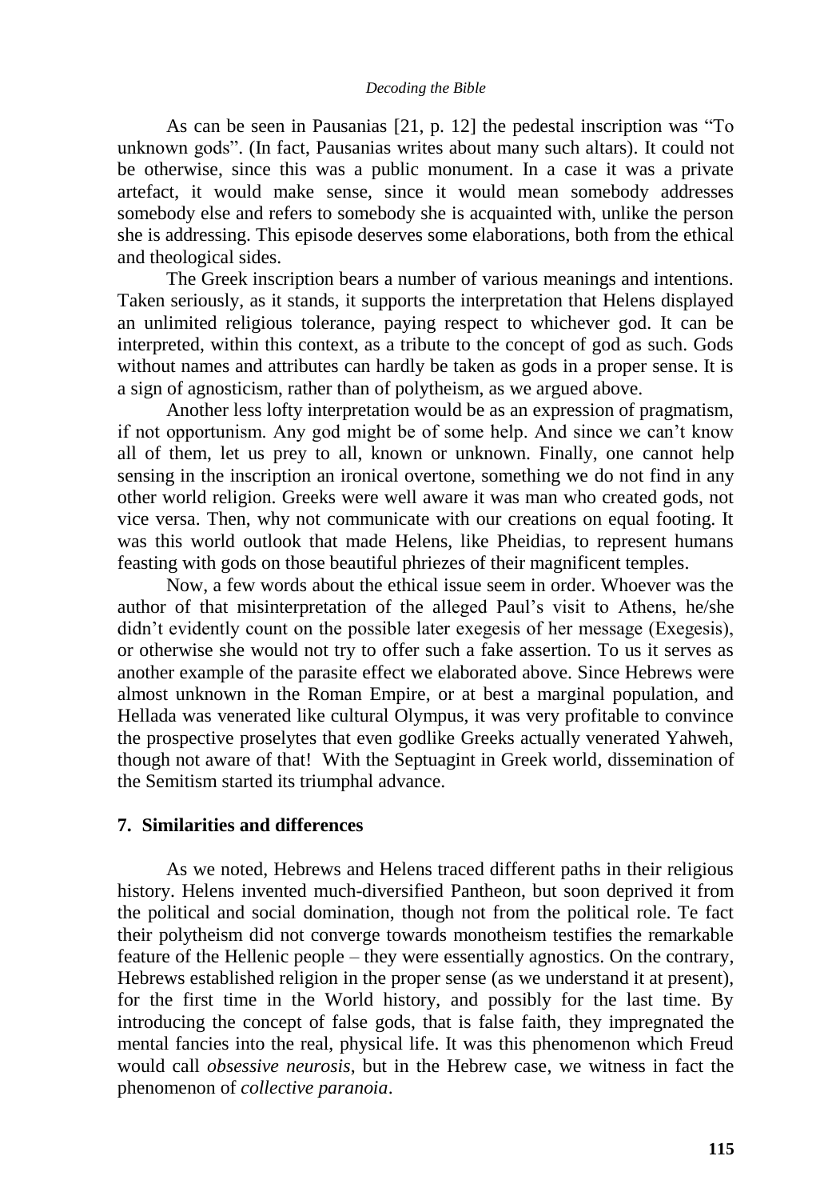As can be seen in Pausanias [21, p. 12] the pedestal inscription was "To unknown gods". (In fact, Pausanias writes about many such altars). It could not be otherwise, since this was a public monument. In a case it was a private artefact, it would make sense, since it would mean somebody addresses somebody else and refers to somebody she is acquainted with, unlike the person she is addressing. This episode deserves some elaborations, both from the ethical and theological sides.

The Greek inscription bears a number of various meanings and intentions. Taken seriously, as it stands, it supports the interpretation that Helens displayed an unlimited religious tolerance, paying respect to whichever god. It can be interpreted, within this context, as a tribute to the concept of god as such. Gods without names and attributes can hardly be taken as gods in a proper sense. It is a sign of agnosticism, rather than of polytheism, as we argued above.

Another less lofty interpretation would be as an expression of pragmatism, if not opportunism. Any god might be of some help. And since we can't know all of them, let us prey to all, known or unknown. Finally, one cannot help sensing in the inscription an ironical overtone, something we do not find in any other world religion. Greeks were well aware it was man who created gods, not vice versa. Then, why not communicate with our creations on equal footing. It was this world outlook that made Helens, like Pheidias, to represent humans feasting with gods on those beautiful phriezes of their magnificent temples.

Now, a few words about the ethical issue seem in order. Whoever was the author of that misinterpretation of the alleged Paul's visit to Athens, he/she didn't evidently count on the possible later exegesis of her message (Exegesis), or otherwise she would not try to offer such a fake assertion. To us it serves as another example of the parasite effect we elaborated above. Since Hebrews were almost unknown in the Roman Empire, or at best a marginal population, and Hellada was venerated like cultural Olympus, it was very profitable to convince the prospective proselytes that even godlike Greeks actually venerated Yahweh, though not aware of that! With the Septuagint in Greek world, dissemination of the Semitism started its triumphal advance.

## 7. Similarities and differences

As we noted, Hebrews and Helens traced different paths in their religious history. Helens invented much-diversified Pantheon, but soon deprived it from the political and social domination, though not from the political role. Te fact their polytheism did not converge towards monotheism testifies the remarkable feature of the Hellenic people – they were essentially agnostics. On the contrary, Hebrews established religion in the proper sense (as we understand it at present), for the first time in the World history, and possibly for the last time. By introducing the concept of false gods, that is false faith, they impregnated the mental fancies into the real, physical life. It was this phenomenon which Freud would call *obsessive neurosis*, but in the Hebrew case, we witness in fact the phenomenon of *collective paranoia*.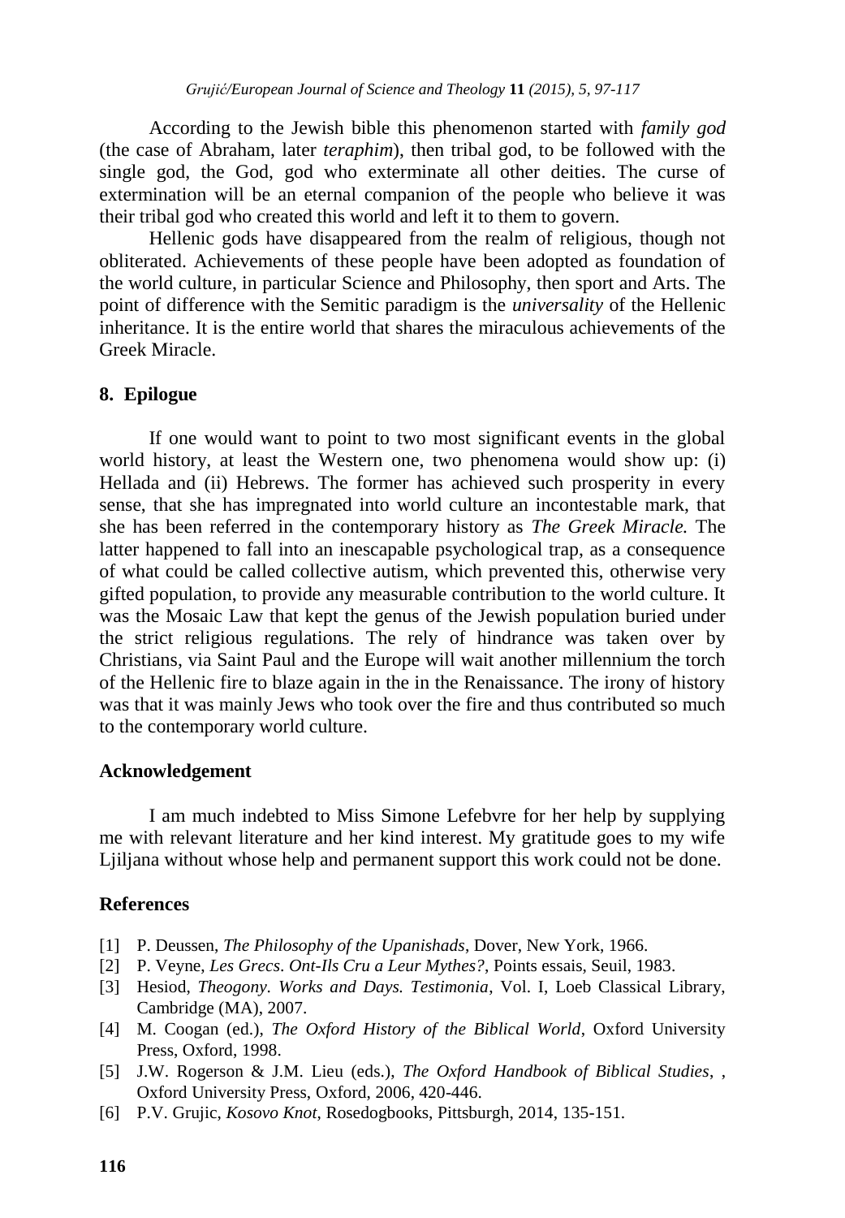According to the Jewish bible this phenomenon started with *family god* (the case of Abraham, later *teraphim*), then tribal god, to be followed with the single god, the God, god who exterminate all other deities. The curse of extermination will be an eternal companion of the people who believe it was their tribal god who created this world and left it to them to govern.

Hellenic gods have disappeared from the realm of religious, though not obliterated. Achievements of these people have been adopted as foundation of the world culture, in particular Science and Philosophy, then sport and Arts. The point of difference with the Semitic paradigm is the *universality* of the Hellenic inheritance. It is the entire world that shares the miraculous achievements of the Greek Miracle.

## 8. Epilogue

If one would want to point to two most significant events in the global world history, at least the Western one, two phenomena would show up: (i) Hellada and (ii) Hebrews. The former has achieved such prosperity in every sense, that she has impregnated into world culture an incontestable mark, that she has been referred in the contemporary history as *The Greek Miracle.* The latter happened to fall into an inescapable psychological trap, as a consequence of what could be called collective autism, which prevented this, otherwise very gifted population, to provide any measurable contribution to the world culture. It was the Mosaic Law that kept the genus of the Jewish population buried under the strict religious regulations. The rely of hindrance was taken over by Christians, via Saint Paul and the Europe will wait another millennium the torch of the Hellenic fire to blaze again in the in the Renaissance. The irony of history was that it was mainly Jews who took over the fire and thus contributed so much to the contemporary world culture.

## Acknowledgement

I am much indebted to Miss Simone Lefebvre for her help by supplying me with relevant literature and her kind interest. My gratitude goes to my wife Ljiljana without whose help and permanent support this work could not be done.

## References

[1] P. Deussen, *The Philosophy of the Upanishads*, Dover, New York, 1966.

[2] P. Veyne, *Les Grecs. Ont-Ils Cru a Leur Mythes?*, Points essais, Seuil, 1983.

[3] Hesiod, *Theogony. Works and Days. Testimonia*, Vol. I, Loeb Classical Library, Cambridge (MA), 2007.

[4] M. Coogan (ed.), *The Oxford History of the Biblical World*, Oxford University Press, Oxford, 1998.

[5] J.W. Rogerson & J.M. Lieu (eds.), *The Oxford Handbook of Biblical Studies*, , Oxford University Press, Oxford, 2006, 420-446.

[6] P.V. Grujic, *Kosovo Knot*, Rosedogbooks, Pittsburgh, 2014, 135-151.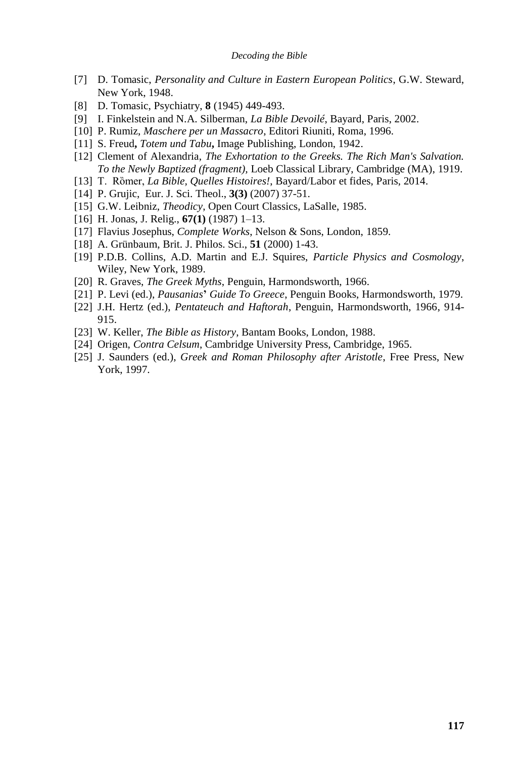[7] D. Tomasic, *Personality and Culture in Eastern European Politics*, G.W. Steward, New York, 1948.

[8] D. Tomasic, Psychiatry, **8** (1945) 449-493.

[9] I. Finkelstein and N.A. Silberman, *La Bible Devoilé*, Bayard, Paris, 2002.

[10] P. Rumiz, *Maschere per un Massacro*, Editori Riuniti, Roma, 1996.

[11] S. Freud**,** *Totem und Tabu***,** Image Publishing, London, 1942.

[12] Clement of Alexandria, *The Exhortation to the Greeks. The Rich Man's Salvation. To the Newly Baptized (fragment)*, Loeb Classical Library, Cambridge (MA), 1919.

[13] T. Rȍmer, *La Bible, Quelles Histoires!*, Bayard/Labor et fides, Paris, 2014.

[14] P. Grujic, Eur. J. Sci. Theol., **3(3)** (2007) 37-51.

[15] G.W. Leibniz, *Theodicy*, Open Court Classics, LaSalle, 1985.

[16] H. Jonas, J. Relig., **67(1)** (1987) 1–13.

[17] Flavius Josephus, *Complete Works*, Nelson & Sons, London, 1859.

[18] A. Grünbaum, Brit. J. Philos. Sci., **51** (2000) 1-43.

[19] P.D.B. Collins, A.D. Martin and E.J. Squires, *Particle Physics and Cosmology*, Wiley, New York, 1989.

[20] R. Graves, *The Greek Myths*, Penguin, Harmondsworth, 1966.

[21] P. Levi (ed.), *Pausanias***'** *Guide To Greece*, Penguin Books, Harmondsworth, 1979.

[22] J.H. Hertz (ed.), *Pentateuch and Haftorah*, Penguin, Harmondsworth, 1966, 914-915.

[23] W. Keller, *The Bible as History*, Bantam Books, London, 1988.

[24] Origen, *Contra Celsum*, Cambridge University Press, Cambridge, 1965.

[25] J. Saunders (ed.), *Greek and Roman Philosophy after Aristotle*, Free Press, New York, 1997.